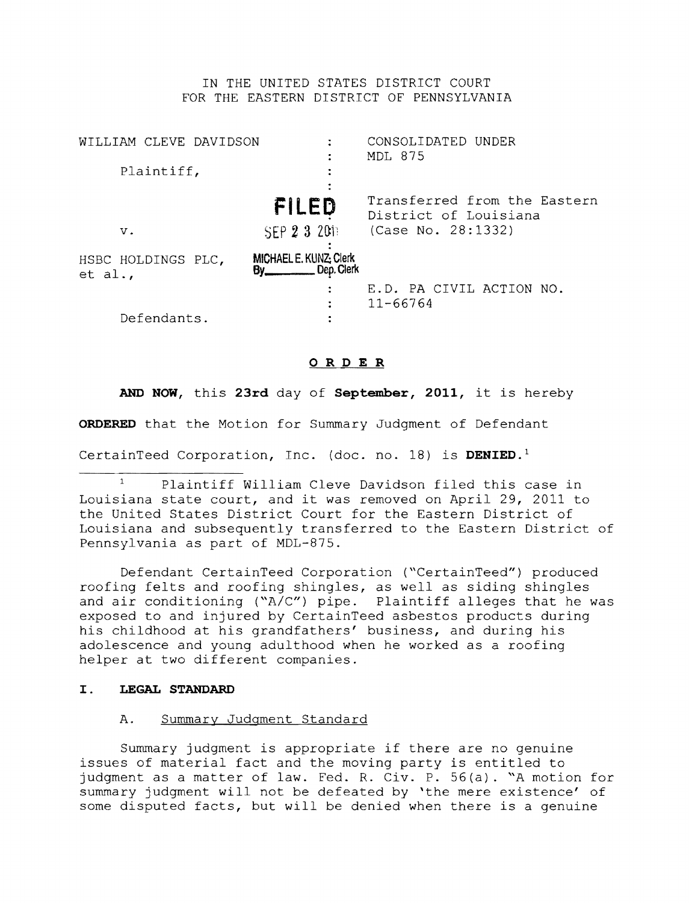IN THE UNITED STATES DISTRICT COURT
FOR THE EASTERN DISTRICT OF PENNSYLVANIA

| | | |
|---|---|---|
| WILLIAM CLEVE DAVIDSON<br><br>Plaintiff,<br><br>v.<br><br>HSBC HOLDINGS PLC, et al.,<br><br>Defendants. | :<br>:<br>:<br>:<br>FILED<br>SEP 23 2011<br>MICHAEL E. KUNZ, Clerk<br>By_______ Dep. Clerk<br>:<br>:<br>: | CONSOLIDATED UNDER MDL 875<br><br>Transferred from the Eastern District of Louisiana (Case No. 28:1332)<br><br>E.D. PA CIVIL ACTION NO. 11-66764 |

## ORDER

**AND NOW**, this **23rd** day of **September, 2011**, it is hereby **ORDERED** that the Motion for Summary Judgment of Defendant CertainTeed Corporation, Inc. (doc. no. 18) is **DENIED**.[1]

---

[1] Plaintiff William Cleve Davidson filed this case in Louisiana state court, and it was removed on April 29, 2011 to the United States District Court for the Eastern District of Louisiana and subsequently transferred to the Eastern District of Pennsylvania as part of MDL-875.

Defendant CertainTeed Corporation ("CertainTeed") produced roofing felts and roofing shingles, as well as siding shingles and air conditioning ("A/C") pipe. Plaintiff alleges that he was exposed to and injured by CertainTeed asbestos products during his childhood at his grandfathers' business, and during his adolescence and young adulthood when he worked as a roofing helper at two different companies.

**I. LEGAL STANDARD**

A. Summary Judgment Standard

Summary judgment is appropriate if there are no genuine issues of material fact and the moving party is entitled to judgment as a matter of law. Fed. R. Civ. P. 56(a). "A motion for summary judgment will not be defeated by 'the mere existence' of some disputed facts, but will be denied when there is a genuine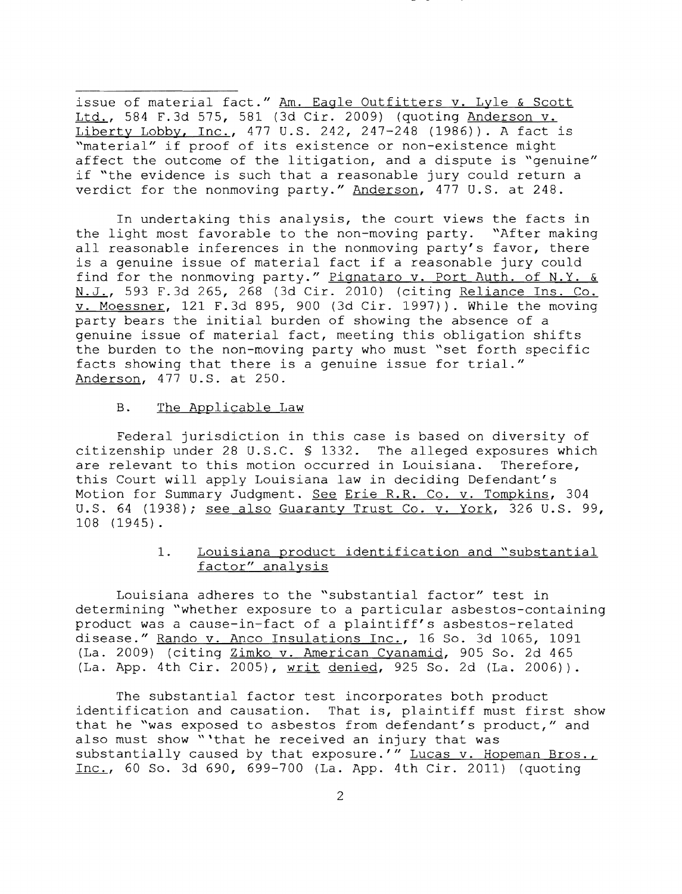issue of material fact." Am. Eagle Outfitters v. Lyle & Scott Ltd., 584 F.3d 575, 581 (3d Cir. 2009) (quoting Anderson v. Liberty Lobby, Inc., 477 U.S. 242, 247-248 (1986)). A fact is "material" if proof of its existence or non-existence might affect the outcome of the litigation, and a dispute is "genuine" if "the evidence is such that a reasonable jury could return a verdict for the nonmoving party." Anderson, 477 U.S. at 248.

In undertaking this analysis, the court views the facts in the light most favorable to the non-moving party. "After making all reasonable inferences in the nonmoving party's favor, there is a genuine issue of material fact if a reasonable jury could find for the nonmoving party." Pignataro v. Port Auth. of N.Y. & N.J., 593 F.3d 265, 268 (3d Cir. 2010) (citing Reliance Ins. Co. v. Moessner, 121 F.3d 895, 900 (3d Cir. 1997)). While the moving party bears the initial burden of showing the absence of a genuine issue of material fact, meeting this obligation shifts the burden to the non-moving party who must "set forth specific facts showing that there is a genuine issue for trial." Anderson, 477 U.S. at 250.

### B. The Applicable Law

Federal jurisdiction in this case is based on diversity of citizenship under 28 U.S.C. § 1332. The alleged exposures which are relevant to this motion occurred in Louisiana. Therefore, this Court will apply Louisiana law in deciding Defendant's Motion for Summary Judgment. See Erie R.R. Co. v. Tompkins, 304 U.S. 64 (1938); see also Guaranty Trust Co. v. York, 326 U.S. 99, 108 (1945).

#### 1. Louisiana product identification and "substantial factor" analysis

Louisiana adheres to the "substantial factor" test in determining "whether exposure to a particular asbestos-containing product was a cause-in-fact of a plaintiff's asbestos-related disease." Rando v. Anco Insulations Inc., 16 So. 3d 1065, 1091 (La. 2009) (citing Zimko v. American Cyanamid, 905 So. 2d 465 (La. App. 4th Cir. 2005), writ denied, 925 So. 2d (La. 2006)).

The substantial factor test incorporates both product identification and causation. That is, plaintiff must first show that he "was exposed to asbestos from defendant's product," and also must show "'that he received an injury that was substantially caused by that exposure.'" Lucas v. Hopeman Bros., Inc., 60 So. 3d 690, 699-700 (La. App. 4th Cir. 2011) (quoting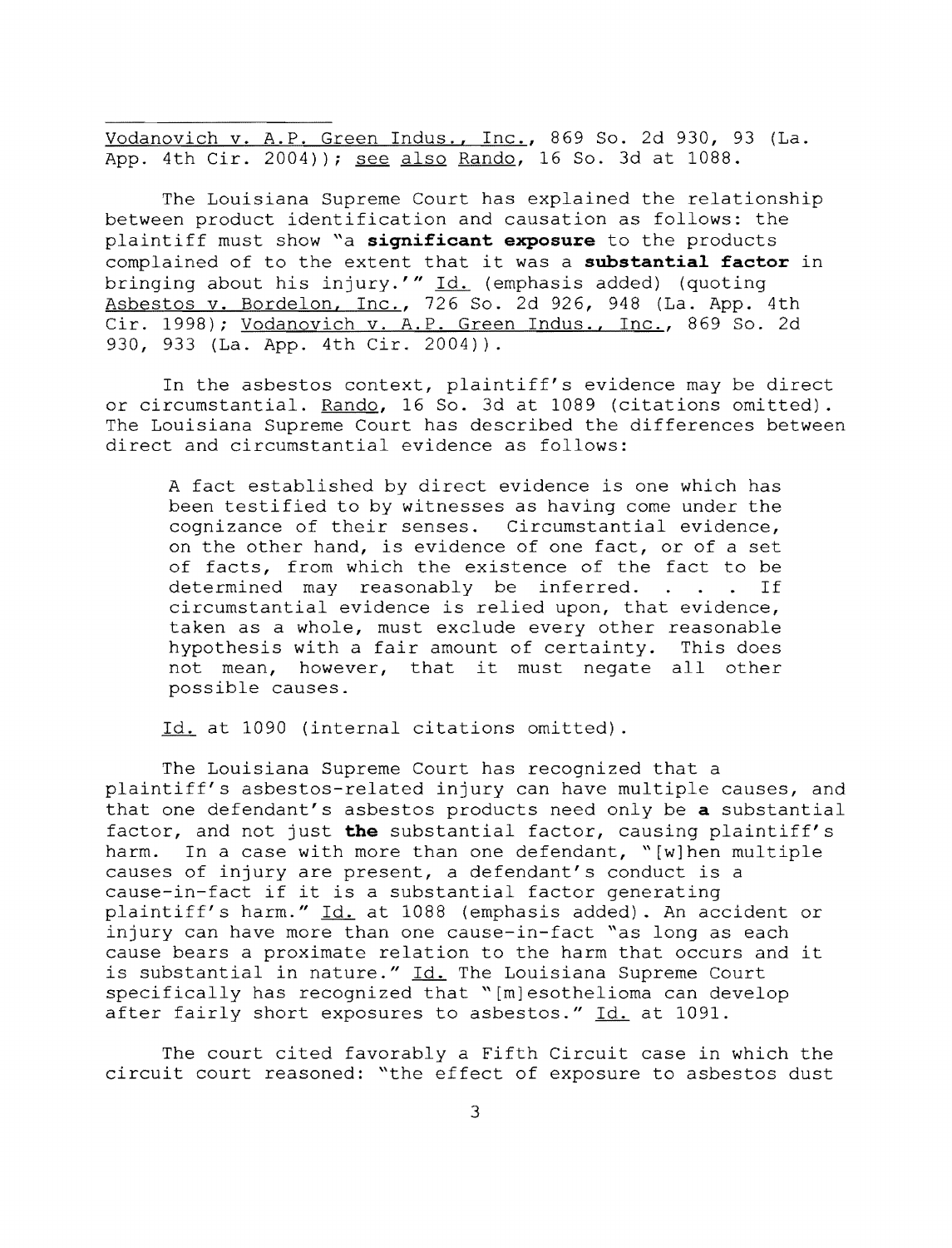Vodanovich v. A.P. Green Indus., Inc., 869 So. 2d 930, 93 (La. App. 4th Cir. 2004)); see also Rando, 16 So. 3d at 1088.

The Louisiana Supreme Court has explained the relationship between product identification and causation as follows: the plaintiff must show "a **significant exposure** to the products complained of to the extent that it was a **substantial factor** in bringing about his injury.'" Id. (emphasis added) (quoting Asbestos v. Bordelon, Inc., 726 So. 2d 926, 948 (La. App. 4th Cir. 1998); Vodanovich v. A.P. Green Indus., Inc., 869 So. 2d 930, 933 (La. App. 4th Cir. 2004)).

In the asbestos context, plaintiff's evidence may be direct or circumstantial. Rando, 16 So. 3d at 1089 (citations omitted). The Louisiana Supreme Court has described the differences between direct and circumstantial evidence as follows:

> A fact established by direct evidence is one which has been testified to by witnesses as having come under the cognizance of their senses. Circumstantial evidence, on the other hand, is evidence of one fact, or of a set of facts, from which the existence of the fact to be determined may reasonably be inferred. . . . If circumstantial evidence is relied upon, that evidence, taken as a whole, must exclude every other reasonable hypothesis with a fair amount of certainty. This does not mean, however, that it must negate all other possible causes.

Id. at 1090 (internal citations omitted).

The Louisiana Supreme Court has recognized that a plaintiff's asbestos-related injury can have multiple causes, and that one defendant's asbestos products need only be **a** substantial factor, and not just **the** substantial factor, causing plaintiff's harm. In a case with more than one defendant, "[w]hen multiple causes of injury are present, a defendant's conduct is a cause-in-fact if it is a substantial factor generating plaintiff's harm." Id. at 1088 (emphasis added). An accident or injury can have more than one cause-in-fact "as long as each cause bears a proximate relation to the harm that occurs and it is substantial in nature." Id. The Louisiana Supreme Court specifically has recognized that "[m]esothelioma can develop after fairly short exposures to asbestos." Id. at 1091.

The court cited favorably a Fifth Circuit case in which the circuit court reasoned: "the effect of exposure to asbestos dust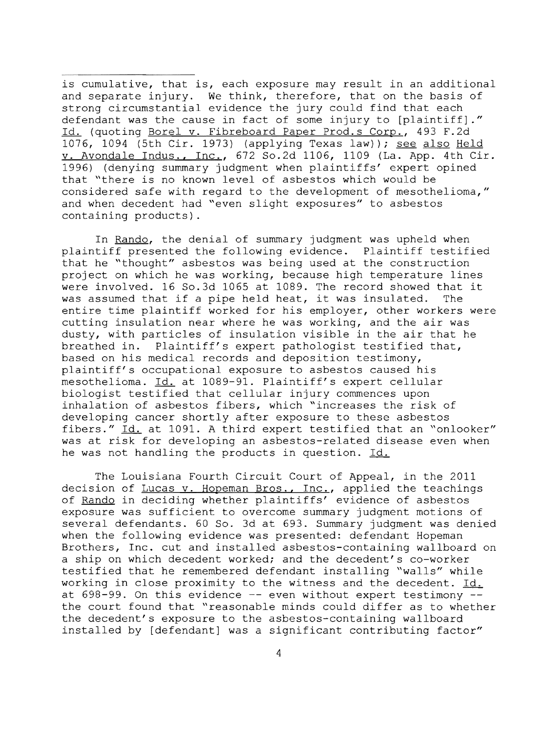is cumulative, that is, each exposure may result in an additional and separate injury. We think, therefore, that on the basis of strong circumstantial evidence the jury could find that each defendant was the cause in fact of some injury to [plaintiff]." Id. (quoting Borel v. Fibreboard Paper Prod.s Corp., 493 F.2d 1076, 1094 (5th Cir. 1973) (applying Texas law)); see also Held v. Avondale Indus., Inc., 672 So.2d 1106, 1109 (La. App. 4th Cir. 1996) (denying summary judgment when plaintiffs' expert opined that "there is no known level of asbestos which would be considered safe with regard to the development of mesothelioma," and when decedent had "even slight exposures" to asbestos containing products).

In Rando, the denial of summary judgment was upheld when plaintiff presented the following evidence. Plaintiff testified that he "thought" asbestos was being used at the construction project on which he was working, because high temperature lines were involved. 16 So.3d 1065 at 1089. The record showed that it was assumed that if a pipe held heat, it was insulated. The entire time plaintiff worked for his employer, other workers were cutting insulation near where he was working, and the air was dusty, with particles of insulation visible in the air that he breathed in. Plaintiff's expert pathologist testified that, based on his medical records and deposition testimony, plaintiff's occupational exposure to asbestos caused his mesothelioma. Id. at 1089-91. Plaintiff's expert cellular biologist testified that cellular injury commences upon inhalation of asbestos fibers, which "increases the risk of developing cancer shortly after exposure to these asbestos fibers." Id. at 1091. A third expert testified that an "onlooker" was at risk for developing an asbestos-related disease even when he was not handling the products in question. Id.

The Louisiana Fourth Circuit Court of Appeal, in the 2011 decision of Lucas v. Hopeman Bros., Inc., applied the teachings of Rando in deciding whether plaintiffs' evidence of asbestos exposure was sufficient to overcome summary judgment motions of several defendants. 60 So. 3d at 693. Summary judgment was denied when the following evidence was presented: defendant Hopeman Brothers, Inc. cut and installed asbestos-containing wallboard on a ship on which decedent worked; and the decedent's co-worker testified that he remembered defendant installing "walls" while working in close proximity to the witness and the decedent. Id. at 698-99. On this evidence -- even without expert testimony -- the court found that "reasonable minds could differ as to whether the decedent's exposure to the asbestos-containing wallboard installed by [defendant] was a significant contributing factor"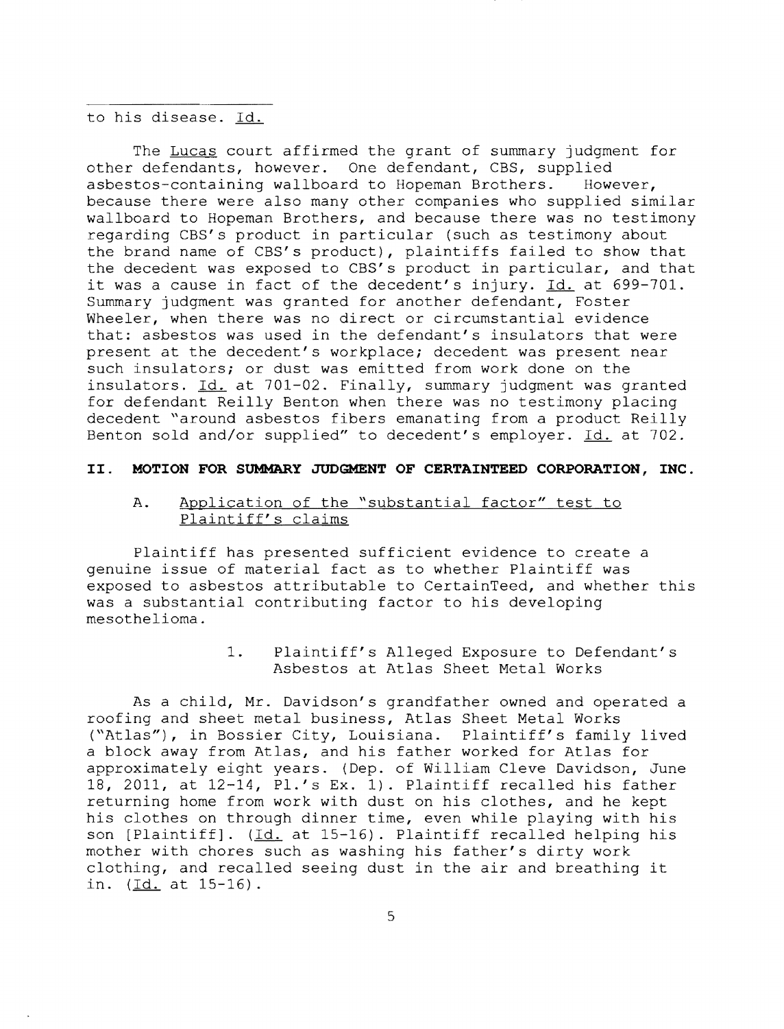to his disease. Id.

The Lucas court affirmed the grant of summary judgment for other defendants, however. One defendant, CBS, supplied asbestos-containing wallboard to Hopeman Brothers. However, because there were also many other companies who supplied similar wallboard to Hopeman Brothers, and because there was no testimony regarding CBS's product in particular (such as testimony about the brand name of CBS's product), plaintiffs failed to show that the decedent was exposed to CBS's product in particular, and that it was a cause in fact of the decedent's injury. Id. at 699-701. Summary judgment was granted for another defendant, Foster Wheeler, when there was no direct or circumstantial evidence that: asbestos was used in the defendant's insulators that were present at the decedent's workplace; decedent was present near such insulators; or dust was emitted from work done on the insulators. Id. at 701-02. Finally, summary judgment was granted for defendant Reilly Benton when there was no testimony placing decedent "around asbestos fibers emanating from a product Reilly Benton sold and/or supplied" to decedent's employer. Id. at 702.

## II. MOTION FOR SUMMARY JUDGMENT OF CERTAINTEED CORPORATION, INC.

### A. Application of the "substantial factor" test to Plaintiff's claims

Plaintiff has presented sufficient evidence to create a genuine issue of material fact as to whether Plaintiff was exposed to asbestos attributable to CertainTeed, and whether this was a substantial contributing factor to his developing mesothelioma.

#### 1. Plaintiff's Alleged Exposure to Defendant's Asbestos at Atlas Sheet Metal Works

As a child, Mr. Davidson's grandfather owned and operated a roofing and sheet metal business, Atlas Sheet Metal Works ("Atlas"), in Bossier City, Louisiana. Plaintiff's family lived a block away from Atlas, and his father worked for Atlas for approximately eight years. (Dep. of William Cleve Davidson, June 18, 2011, at 12-14, Pl.'s Ex. 1). Plaintiff recalled his father returning home from work with dust on his clothes, and he kept his clothes on through dinner time, even while playing with his son [Plaintiff]. (Id. at 15-16). Plaintiff recalled helping his mother with chores such as washing his father's dirty work clothing, and recalled seeing dust in the air and breathing it in. (Id. at 15-16).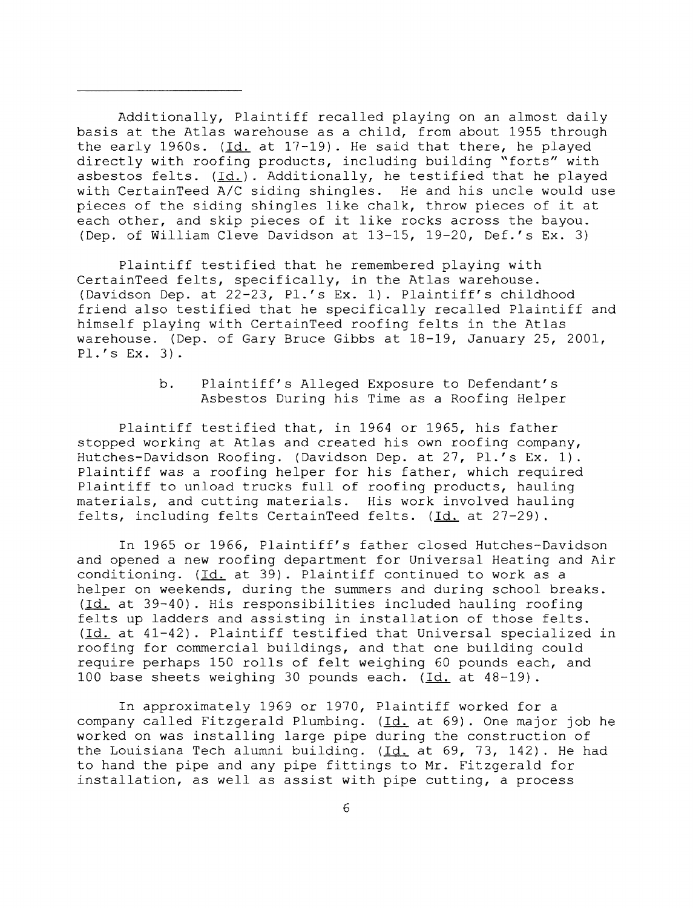Additionally, Plaintiff recalled playing on an almost daily basis at the Atlas warehouse as a child, from about 1955 through the early 1960s. (Id. at 17-19). He said that there, he played directly with roofing products, including building "forts" with asbestos felts. (Id.). Additionally, he testified that he played with CertainTeed A/C siding shingles. He and his uncle would use pieces of the siding shingles like chalk, throw pieces of it at each other, and skip pieces of it like rocks across the bayou. (Dep. of William Cleve Davidson at 13-15, 19-20, Def.'s Ex. 3)

Plaintiff testified that he remembered playing with CertainTeed felts, specifically, in the Atlas warehouse. (Davidson Dep. at 22-23, Pl.'s Ex. 1). Plaintiff's childhood friend also testified that he specifically recalled Plaintiff and himself playing with CertainTeed roofing felts in the Atlas warehouse. (Dep. of Gary Bruce Gibbs at 18-19, January 25, 2001, Pl.'s Ex. 3).

b. Plaintiff's Alleged Exposure to Defendant's Asbestos During his Time as a Roofing Helper

Plaintiff testified that, in 1964 or 1965, his father stopped working at Atlas and created his own roofing company, Hutches-Davidson Roofing. (Davidson Dep. at 27, Pl.'s Ex. 1). Plaintiff was a roofing helper for his father, which required Plaintiff to unload trucks full of roofing products, hauling materials, and cutting materials. His work involved hauling felts, including felts CertainTeed felts. (Id. at 27-29).

In 1965 or 1966, Plaintiff's father closed Hutches-Davidson and opened a new roofing department for Universal Heating and Air conditioning. (Id. at 39). Plaintiff continued to work as a helper on weekends, during the summers and during school breaks. (Id. at 39-40). His responsibilities included hauling roofing felts up ladders and assisting in installation of those felts. (Id. at 41-42). Plaintiff testified that Universal specialized in roofing for commercial buildings, and that one building could require perhaps 150 rolls of felt weighing 60 pounds each, and 100 base sheets weighing 30 pounds each. (Id. at 48-19).

In approximately 1969 or 1970, Plaintiff worked for a company called Fitzgerald Plumbing. (Id. at 69). One major job he worked on was installing large pipe during the construction of the Louisiana Tech alumni building. (Id. at 69, 73, 142). He had to hand the pipe and any pipe fittings to Mr. Fitzgerald for installation, as well as assist with pipe cutting, a process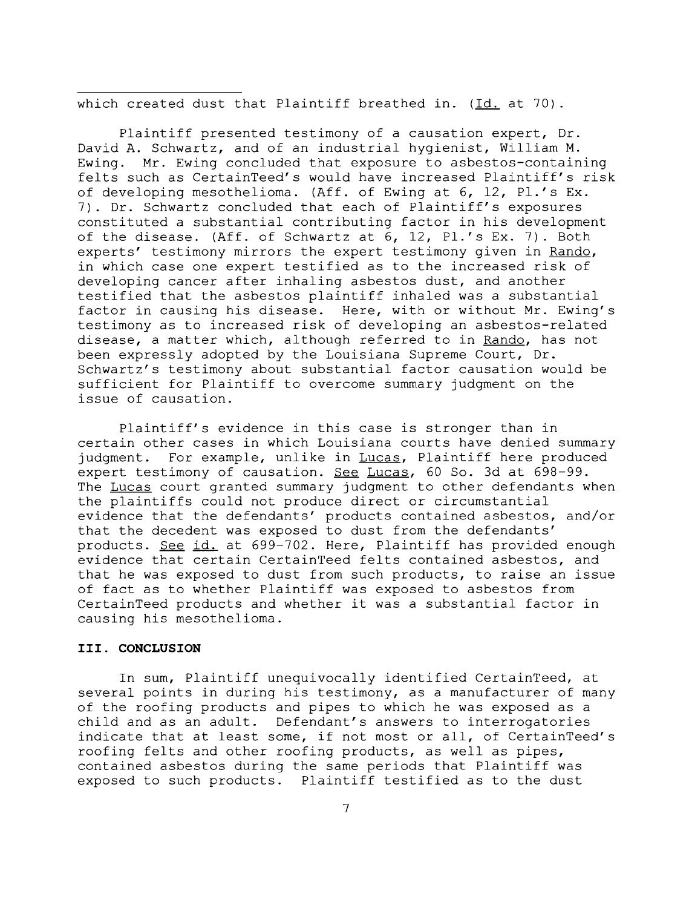which created dust that Plaintiff breathed in. (Id. at 70).

Plaintiff presented testimony of a causation expert, Dr. David A. Schwartz, and of an industrial hygienist, William M. Ewing. Mr. Ewing concluded that exposure to asbestos-containing felts such as CertainTeed's would have increased Plaintiff's risk of developing mesothelioma. (Aff. of Ewing at 6, 12, Pl.'s Ex. 7). Dr. Schwartz concluded that each of Plaintiff's exposures constituted a substantial contributing factor in his development of the disease. (Aff. of Schwartz at 6, 12, Pl.'s Ex. 7). Both experts' testimony mirrors the expert testimony given in Rando, in which case one expert testified as to the increased risk of developing cancer after inhaling asbestos dust, and another testified that the asbestos plaintiff inhaled was a substantial factor in causing his disease. Here, with or without Mr. Ewing's testimony as to increased risk of developing an asbestos-related disease, a matter which, although referred to in Rando, has not been expressly adopted by the Louisiana Supreme Court, Dr. Schwartz's testimony about substantial factor causation would be sufficient for Plaintiff to overcome summary judgment on the issue of causation.

Plaintiff's evidence in this case is stronger than in certain other cases in which Louisiana courts have denied summary judgment. For example, unlike in Lucas, Plaintiff here produced expert testimony of causation. See Lucas, 60 So. 3d at 698-99. The Lucas court granted summary judgment to other defendants when the plaintiffs could not produce direct or circumstantial evidence that the defendants' products contained asbestos, and/or that the decedent was exposed to dust from the defendants' products. See id. at 699-702. Here, Plaintiff has provided enough evidence that certain CertainTeed felts contained asbestos, and that he was exposed to dust from such products, to raise an issue of fact as to whether Plaintiff was exposed to asbestos from CertainTeed products and whether it was a substantial factor in causing his mesothelioma.

## III. CONCLUSION

In sum, Plaintiff unequivocally identified CertainTeed, at several points in during his testimony, as a manufacturer of many of the roofing products and pipes to which he was exposed as a child and as an adult. Defendant's answers to interrogatories indicate that at least some, if not most or all, of CertainTeed's roofing felts and other roofing products, as well as pipes, contained asbestos during the same periods that Plaintiff was exposed to such products. Plaintiff testified as to the dust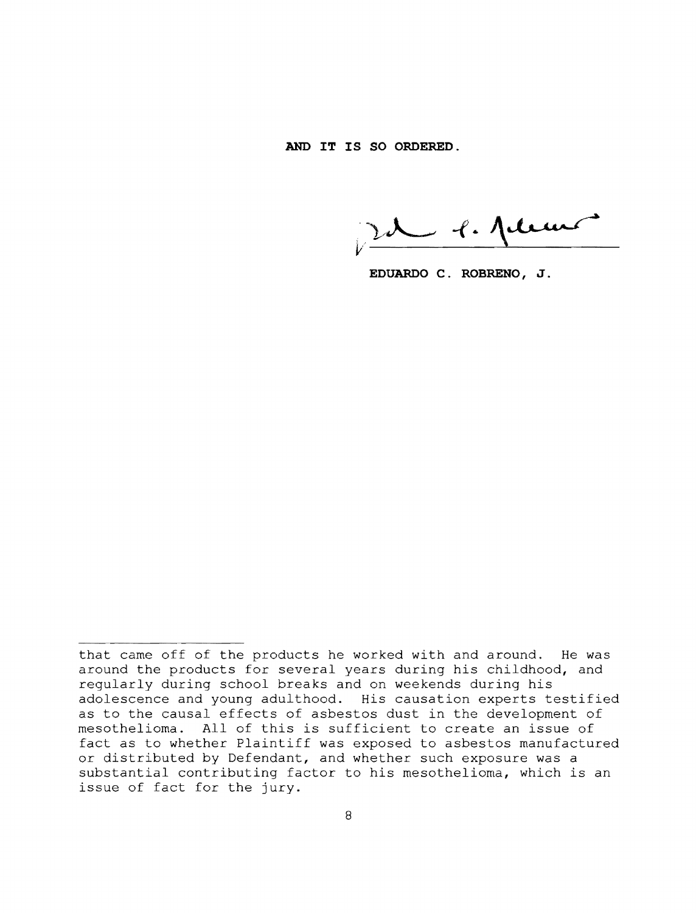**AND IT IS SO ORDERED.**

**EDUARDO C. ROBRENO, J.**

---

that came off of the products he worked with and around. He was around the products for several years during his childhood, and regularly during school breaks and on weekends during his adolescence and young adulthood. His causation experts testified as to the causal effects of asbestos dust in the development of mesothelioma. All of this is sufficient to create an issue of fact as to whether Plaintiff was exposed to asbestos manufactured or distributed by Defendant, and whether such exposure was a substantial contributing factor to his mesothelioma, which is an issue of fact for the jury.